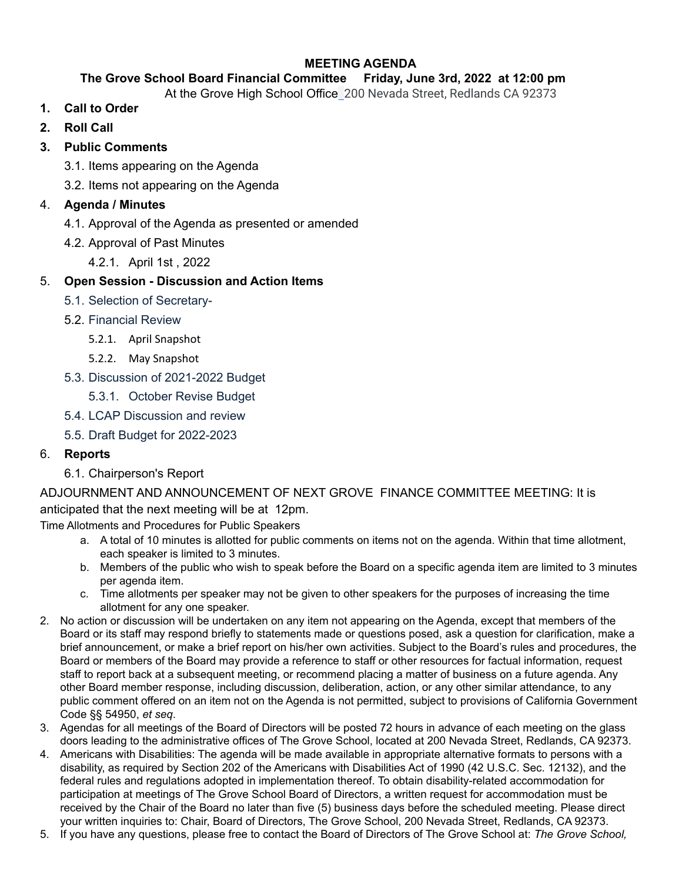# MEETING AGENDA

**The Grove School Board Financial Committee Friday, June 3rd, 2022 at 12:00 pm**

At the Grove High School Office 200 Nevada Street, Redlands CA 92373

1. **Call to Order**
2. **Roll Call**
3. **Public Comments**
   - 3.1. Items appearing on the Agenda
   - 3.2. Items not appearing on the Agenda
4. **Agenda / Minutes**
   - 4.1. Approval of the Agenda as presented or amended
   - 4.2. Approval of Past Minutes
     - 4.2.1. April 1st , 2022
5. **Open Session - Discussion and Action Items**
   - 5.1. Selection of Secretary-
   - 5.2. Financial Review
     - 5.2.1. April Snapshot
     - 5.2.2. May Snapshot
   - 5.3. Discussion of 2021-2022 Budget
     - 5.3.1. October Revise Budget
   - 5.4. LCAP Discussion and review
   - 5.5. Draft Budget for 2022-2023
6. **Reports**
   - 6.1. Chairperson's Report

ADJOURNMENT AND ANNOUNCEMENT OF NEXT GROVE FINANCE COMMITTEE MEETING: It is anticipated that the next meeting will be at 12pm.

Time Allotments and Procedures for Public Speakers

a. A total of 10 minutes is allotted for public comments on items not on the agenda. Within that time allotment, each speaker is limited to 3 minutes.
b. Members of the public who wish to speak before the Board on a specific agenda item are limited to 3 minutes per agenda item.
c. Time allotments per speaker may not be given to other speakers for the purposes of increasing the time allotment for any one speaker.

2. No action or discussion will be undertaken on any item not appearing on the Agenda, except that members of the Board or its staff may respond briefly to statements made or questions posed, ask a question for clarification, make a brief announcement, or make a brief report on his/her own activities. Subject to the Board's rules and procedures, the Board or members of the Board may provide a reference to staff or other resources for factual information, request staff to report back at a subsequent meeting, or recommend placing a matter of business on a future agenda. Any other Board member response, including discussion, deliberation, action, or any other similar attendance, to any public comment offered on an item not on the Agenda is not permitted, subject to provisions of California Government Code §§ 54950, *et seq*.
3. Agendas for all meetings of the Board of Directors will be posted 72 hours in advance of each meeting on the glass doors leading to the administrative offices of The Grove School, located at 200 Nevada Street, Redlands, CA 92373.
4. Americans with Disabilities: The agenda will be made available in appropriate alternative formats to persons with a disability, as required by Section 202 of the Americans with Disabilities Act of 1990 (42 U.S.C. Sec. 12132), and the federal rules and regulations adopted in implementation thereof. To obtain disability-related accommodation for participation at meetings of The Grove School Board of Directors, a written request for accommodation must be received by the Chair of the Board no later than five (5) business days before the scheduled meeting. Please direct your written inquiries to: Chair, Board of Directors, The Grove School, 200 Nevada Street, Redlands, CA 92373.
5. If you have any questions, please free to contact the Board of Directors of The Grove School at: *The Grove School,*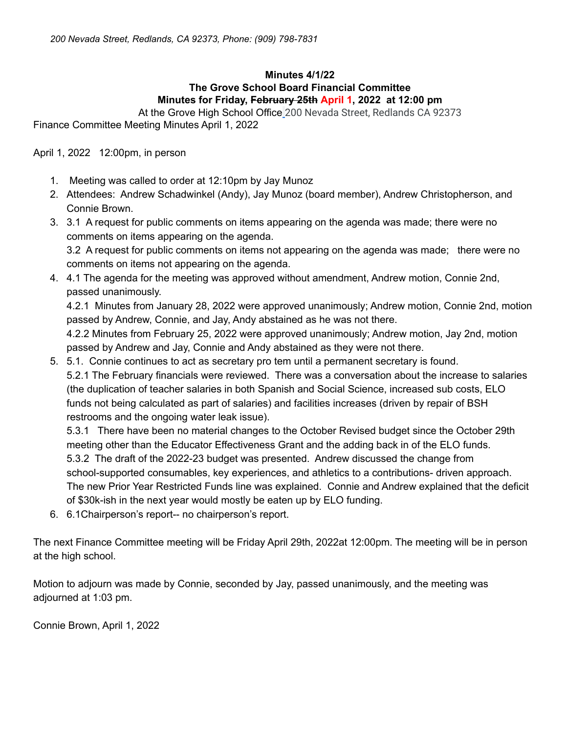*200 Nevada Street, Redlands, CA 92373, Phone: (909) 798-7831*

**Minutes 4/1/22**
**The Grove School Board Financial Committee**
**Minutes for Friday, ~~February 25th~~ April 1, 2022 at 12:00 pm**

At the Grove High School Office 200 Nevada Street, Redlands CA 92373

Finance Committee Meeting Minutes April 1, 2022

April 1, 2022 12:00pm, in person

1. Meeting was called to order at 12:10pm by Jay Munoz
2. Attendees: Andrew Schadwinkel (Andy), Jay Munoz (board member), Andrew Christopherson, and Connie Brown.
3. 3.1 A request for public comments on items appearing on the agenda was made; there were no comments on items appearing on the agenda.
   3.2 A request for public comments on items not appearing on the agenda was made; there were no comments on items not appearing on the agenda.
4. 4.1 The agenda for the meeting was approved without amendment, Andrew motion, Connie 2nd, passed unanimously.
   4.2.1 Minutes from January 28, 2022 were approved unanimously; Andrew motion, Connie 2nd, motion passed by Andrew, Connie, and Jay, Andy abstained as he was not there.
   4.2.2 Minutes from February 25, 2022 were approved unanimously; Andrew motion, Jay 2nd, motion passed by Andrew and Jay, Connie and Andy abstained as they were not there.
5. 5.1. Connie continues to act as secretary pro tem until a permanent secretary is found.
   5.2.1 The February financials were reviewed. There was a conversation about the increase to salaries (the duplication of teacher salaries in both Spanish and Social Science, increased sub costs, ELO funds not being calculated as part of salaries) and facilities increases (driven by repair of BSH restrooms and the ongoing water leak issue).
   5.3.1 There have been no material changes to the October Revised budget since the October 29th meeting other than the Educator Effectiveness Grant and the adding back in of the ELO funds.
   5.3.2 The draft of the 2022-23 budget was presented. Andrew discussed the change from school-supported consumables, key experiences, and athletics to a contributions- driven approach. The new Prior Year Restricted Funds line was explained. Connie and Andrew explained that the deficit of $30k-ish in the next year would mostly be eaten up by ELO funding.
6. 6.1Chairperson's report-- no chairperson's report.

The next Finance Committee meeting will be Friday April 29th, 2022at 12:00pm. The meeting will be in person at the high school.

Motion to adjourn was made by Connie, seconded by Jay, passed unanimously, and the meeting was adjourned at 1:03 pm.

Connie Brown, April 1, 2022